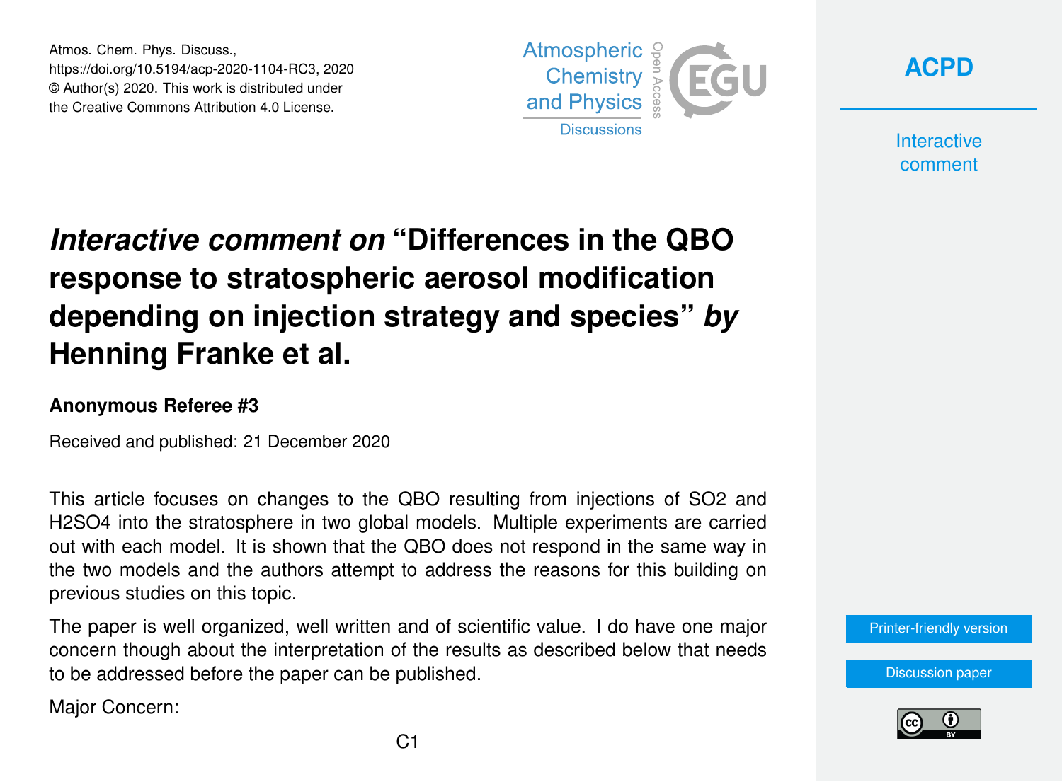# *Interactive comment on* "Differences in the QBO response to stratospheric aerosol modification depending on injection strategy and species" *by* Henning Franke et al.

**Anonymous Referee #3**

Received and published: 21 December 2020

This article focuses on changes to the QBO resulting from injections of SO2 and H2SO4 into the stratosphere in two global models. Multiple experiments are carried out with each model. It is shown that the QBO does not respond in the same way in the two models and the authors attempt to address the reasons for this building on previous studies on this topic.

The paper is well organized, well written and of scientific value. I do have one major concern though about the interpretation of the results as described below that needs to be addressed before the paper can be published.

Major Concern: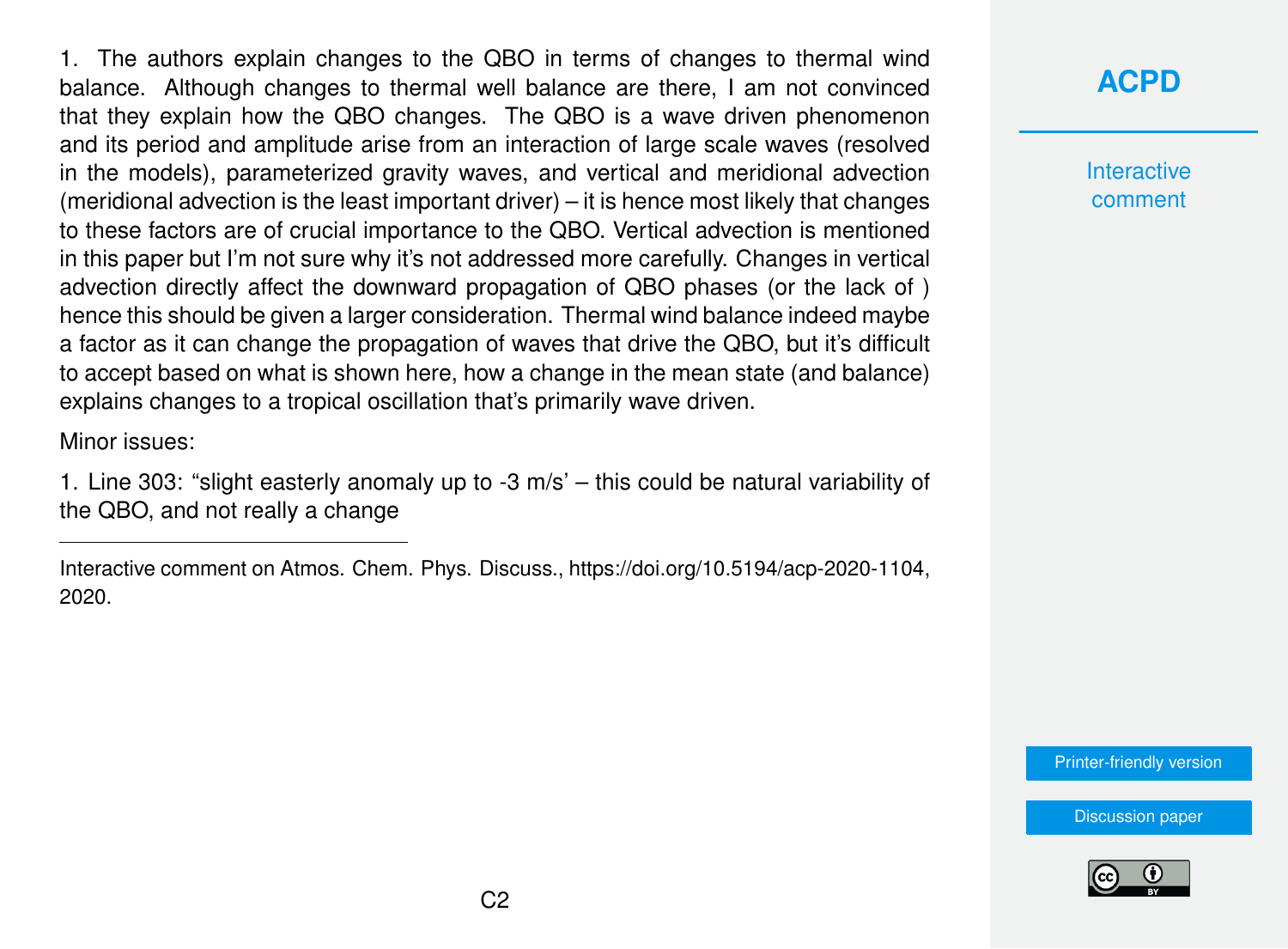1. The authors explain changes to the QBO in terms of changes to thermal wind balance. Although changes to thermal well balance are there, I am not convinced that they explain how the QBO changes. The QBO is a wave driven phenomenon and its period and amplitude arise from an interaction of large scale waves (resolved in the models), parameterized gravity waves, and vertical and meridional advection (meridional advection is the least important driver) – it is hence most likely that changes to these factors are of crucial importance to the QBO. Vertical advection is mentioned in this paper but I'm not sure why it's not addressed more carefully. Changes in vertical advection directly affect the downward propagation of QBO phases (or the lack of ) hence this should be given a larger consideration. Thermal wind balance indeed maybe a factor as it can change the propagation of waves that drive the QBO, but it's difficult to accept based on what is shown here, how a change in the mean state (and balance) explains changes to a tropical oscillation that's primarily wave driven.

Minor issues:

1. Line 303: "slight easterly anomaly up to -3 m/s' – this could be natural variability of the QBO, and not really a change

---

Interactive comment on Atmos. Chem. Phys. Discuss., https://doi.org/10.5194/acp-2020-1104, 2020.